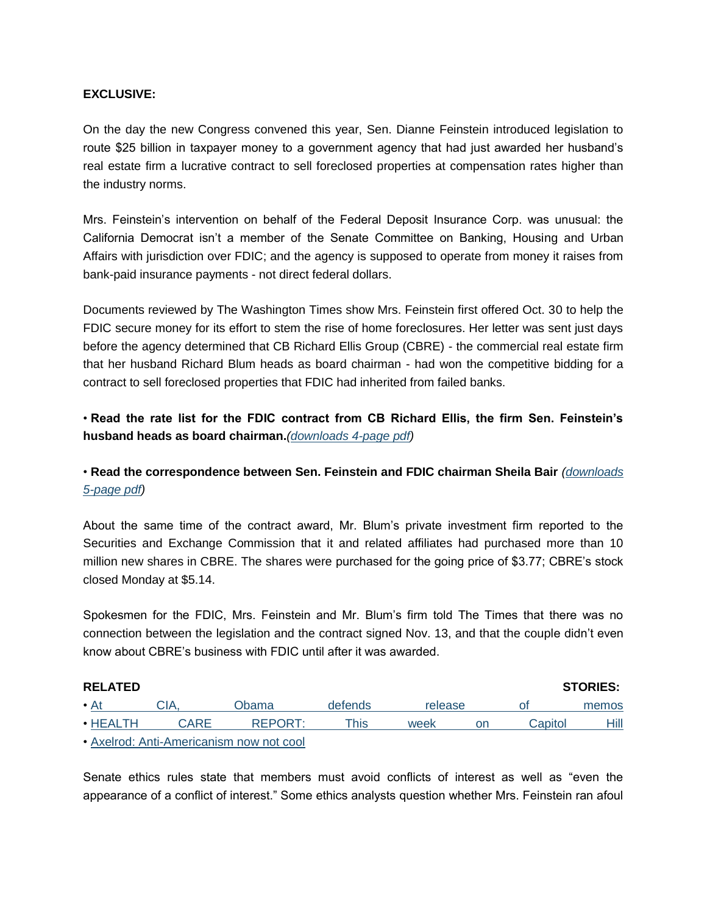**EXCLUSIVE:**

On the day the new Congress convened this year, Sen. Dianne Feinstein introduced legislation to route $25 billion in taxpayer money to a government agency that had just awarded her husband's real estate firm a lucrative contract to sell foreclosed properties at compensation rates higher than the industry norms.

Mrs. Feinstein's intervention on behalf of the Federal Deposit Insurance Corp. was unusual: the California Democrat isn't a member of the Senate Committee on Banking, Housing and Urban Affairs with jurisdiction over FDIC; and the agency is supposed to operate from money it raises from bank-paid insurance payments - not direct federal dollars.

Documents reviewed by The Washington Times show Mrs. Feinstein first offered Oct. 30 to help the FDIC secure money for its effort to stem the rise of home foreclosures. Her letter was sent just days before the agency determined that CB Richard Ellis Group (CBRE) - the commercial real estate firm that her husband Richard Blum heads as board chairman - had won the competitive bidding for a contract to sell foreclosed properties that FDIC had inherited from failed banks.

• **Read the rate list for the FDIC contract from CB Richard Ellis, the firm Sen. Feinstein's husband heads as board chairman.***(downloads 4-page pdf)*

• **Read the correspondence between Sen. Feinstein and FDIC chairman Sheila Bair** *(downloads 5-page pdf)*

About the same time of the contract award, Mr. Blum's private investment firm reported to the Securities and Exchange Commission that it and related affiliates had purchased more than 10 million new shares in CBRE. The shares were purchased for the going price of $3.77; CBRE's stock closed Monday at $5.14.

Spokesmen for the FDIC, Mrs. Feinstein and Mr. Blum's firm told The Times that there was no connection between the legislation and the contract signed Nov. 13, and that the couple didn't even know about CBRE's business with FDIC until after it was awarded.

**RELATED STORIES:**

• At CIA, Obama defends release of memos
• HEALTH CARE REPORT: This week on Capitol Hill
• Axelrod: Anti-Americanism now not cool

Senate ethics rules state that members must avoid conflicts of interest as well as "even the appearance of a conflict of interest." Some ethics analysts question whether Mrs. Feinstein ran afoul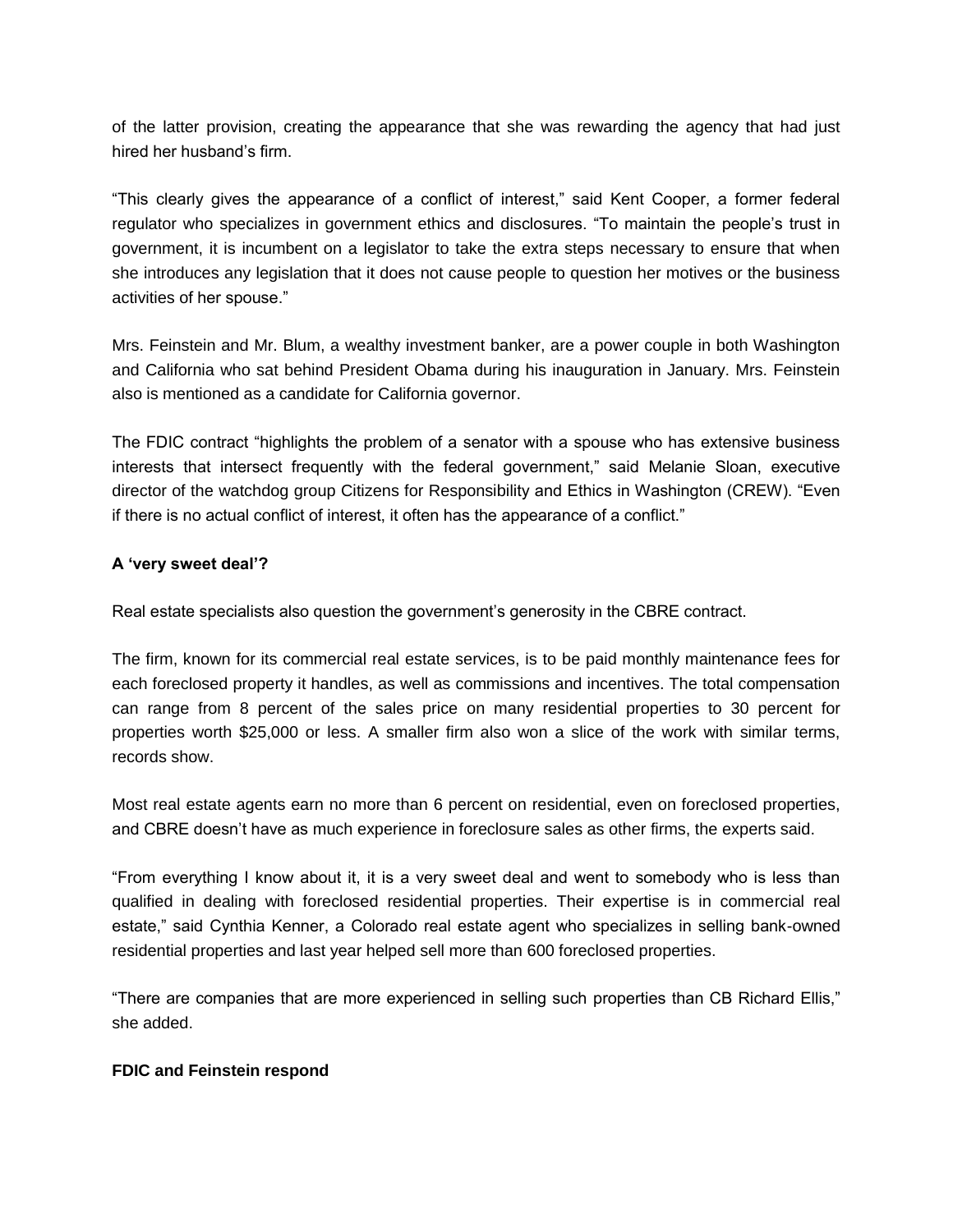of the latter provision, creating the appearance that she was rewarding the agency that had just hired her husband's firm.

"This clearly gives the appearance of a conflict of interest," said Kent Cooper, a former federal regulator who specializes in government ethics and disclosures. "To maintain the people's trust in government, it is incumbent on a legislator to take the extra steps necessary to ensure that when she introduces any legislation that it does not cause people to question her motives or the business activities of her spouse."

Mrs. Feinstein and Mr. Blum, a wealthy investment banker, are a power couple in both Washington and California who sat behind President Obama during his inauguration in January. Mrs. Feinstein also is mentioned as a candidate for California governor.

The FDIC contract "highlights the problem of a senator with a spouse who has extensive business interests that intersect frequently with the federal government," said Melanie Sloan, executive director of the watchdog group Citizens for Responsibility and Ethics in Washington (CREW). "Even if there is no actual conflict of interest, it often has the appearance of a conflict."

**A 'very sweet deal'?**

Real estate specialists also question the government's generosity in the CBRE contract.

The firm, known for its commercial real estate services, is to be paid monthly maintenance fees for each foreclosed property it handles, as well as commissions and incentives. The total compensation can range from 8 percent of the sales price on many residential properties to 30 percent for properties worth $25,000 or less. A smaller firm also won a slice of the work with similar terms, records show.

Most real estate agents earn no more than 6 percent on residential, even on foreclosed properties, and CBRE doesn't have as much experience in foreclosure sales as other firms, the experts said.

"From everything I know about it, it is a very sweet deal and went to somebody who is less than qualified in dealing with foreclosed residential properties. Their expertise is in commercial real estate," said Cynthia Kenner, a Colorado real estate agent who specializes in selling bank-owned residential properties and last year helped sell more than 600 foreclosed properties.

"There are companies that are more experienced in selling such properties than CB Richard Ellis," she added.

**FDIC and Feinstein respond**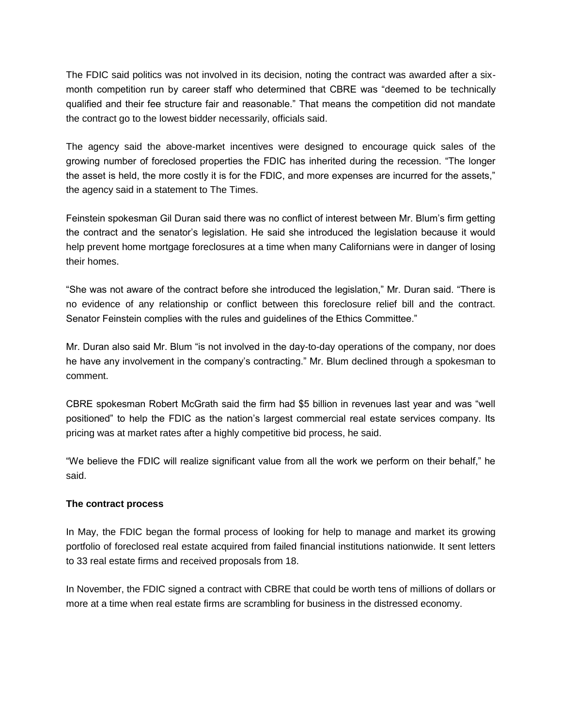The FDIC said politics was not involved in its decision, noting the contract was awarded after a six-month competition run by career staff who determined that CBRE was "deemed to be technically qualified and their fee structure fair and reasonable." That means the competition did not mandate the contract go to the lowest bidder necessarily, officials said.

The agency said the above-market incentives were designed to encourage quick sales of the growing number of foreclosed properties the FDIC has inherited during the recession. "The longer the asset is held, the more costly it is for the FDIC, and more expenses are incurred for the assets," the agency said in a statement to The Times.

Feinstein spokesman Gil Duran said there was no conflict of interest between Mr. Blum's firm getting the contract and the senator's legislation. He said she introduced the legislation because it would help prevent home mortgage foreclosures at a time when many Californians were in danger of losing their homes.

"She was not aware of the contract before she introduced the legislation," Mr. Duran said. "There is no evidence of any relationship or conflict between this foreclosure relief bill and the contract. Senator Feinstein complies with the rules and guidelines of the Ethics Committee."

Mr. Duran also said Mr. Blum "is not involved in the day-to-day operations of the company, nor does he have any involvement in the company's contracting." Mr. Blum declined through a spokesman to comment.

CBRE spokesman Robert McGrath said the firm had $5 billion in revenues last year and was "well positioned" to help the FDIC as the nation's largest commercial real estate services company. Its pricing was at market rates after a highly competitive bid process, he said.

"We believe the FDIC will realize significant value from all the work we perform on their behalf," he said.

**The contract process**

In May, the FDIC began the formal process of looking for help to manage and market its growing portfolio of foreclosed real estate acquired from failed financial institutions nationwide. It sent letters to 33 real estate firms and received proposals from 18.

In November, the FDIC signed a contract with CBRE that could be worth tens of millions of dollars or more at a time when real estate firms are scrambling for business in the distressed economy.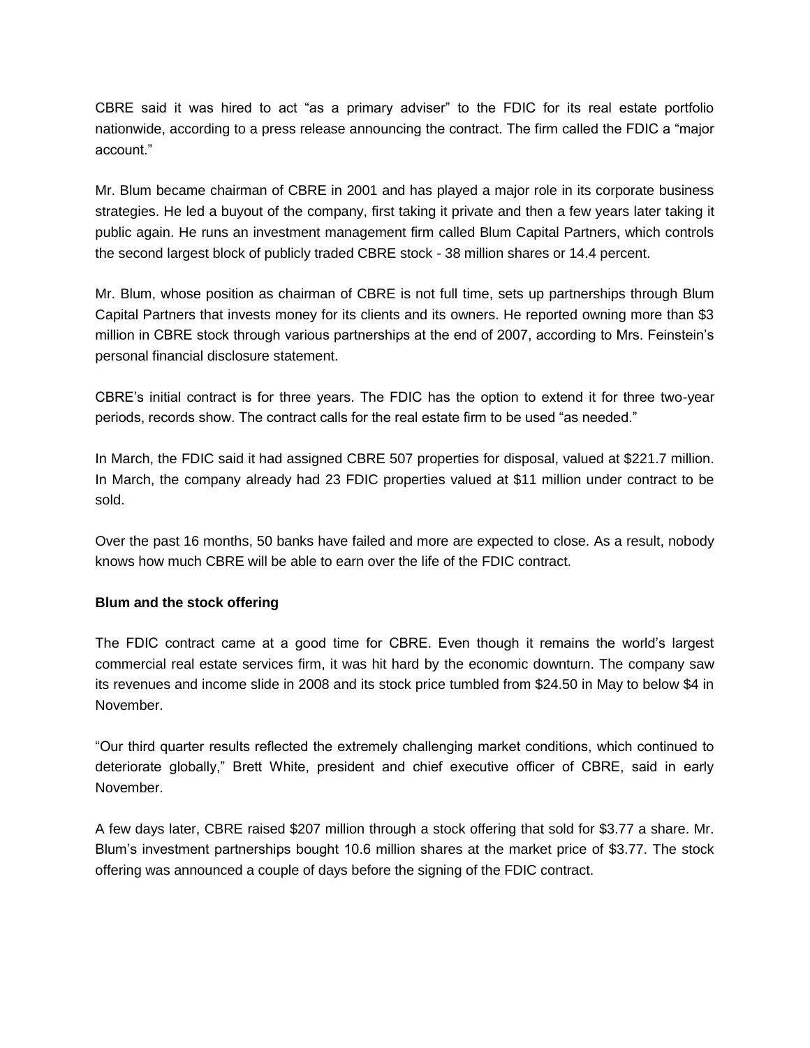CBRE said it was hired to act "as a primary adviser" to the FDIC for its real estate portfolio nationwide, according to a press release announcing the contract. The firm called the FDIC a "major account."

Mr. Blum became chairman of CBRE in 2001 and has played a major role in its corporate business strategies. He led a buyout of the company, first taking it private and then a few years later taking it public again. He runs an investment management firm called Blum Capital Partners, which controls the second largest block of publicly traded CBRE stock - 38 million shares or 14.4 percent.

Mr. Blum, whose position as chairman of CBRE is not full time, sets up partnerships through Blum Capital Partners that invests money for its clients and its owners. He reported owning more than $3 million in CBRE stock through various partnerships at the end of 2007, according to Mrs. Feinstein's personal financial disclosure statement.

CBRE's initial contract is for three years. The FDIC has the option to extend it for three two-year periods, records show. The contract calls for the real estate firm to be used "as needed."

In March, the FDIC said it had assigned CBRE 507 properties for disposal, valued at $221.7 million. In March, the company already had 23 FDIC properties valued at $11 million under contract to be sold.

Over the past 16 months, 50 banks have failed and more are expected to close. As a result, nobody knows how much CBRE will be able to earn over the life of the FDIC contract.

**Blum and the stock offering**

The FDIC contract came at a good time for CBRE. Even though it remains the world's largest commercial real estate services firm, it was hit hard by the economic downturn. The company saw its revenues and income slide in 2008 and its stock price tumbled from $24.50 in May to below $4 in November.

"Our third quarter results reflected the extremely challenging market conditions, which continued to deteriorate globally," Brett White, president and chief executive officer of CBRE, said in early November.

A few days later, CBRE raised $207 million through a stock offering that sold for $3.77 a share. Mr. Blum's investment partnerships bought 10.6 million shares at the market price of $3.77. The stock offering was announced a couple of days before the signing of the FDIC contract.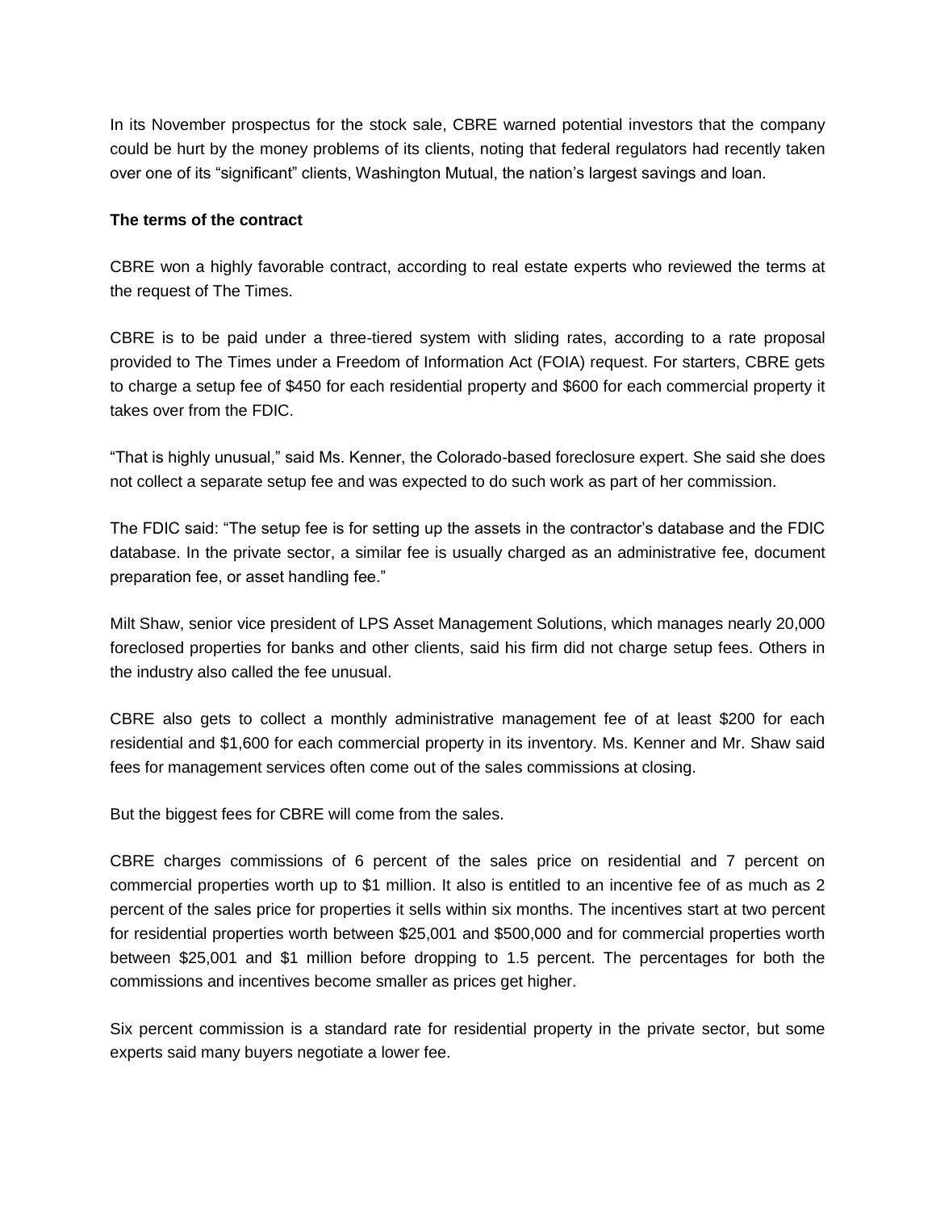In its November prospectus for the stock sale, CBRE warned potential investors that the company could be hurt by the money problems of its clients, noting that federal regulators had recently taken over one of its "significant" clients, Washington Mutual, the nation's largest savings and loan.

**The terms of the contract**

CBRE won a highly favorable contract, according to real estate experts who reviewed the terms at the request of The Times.

CBRE is to be paid under a three-tiered system with sliding rates, according to a rate proposal provided to The Times under a Freedom of Information Act (FOIA) request. For starters, CBRE gets to charge a setup fee of $450 for each residential property and $600 for each commercial property it takes over from the FDIC.

"That is highly unusual," said Ms. Kenner, the Colorado-based foreclosure expert. She said she does not collect a separate setup fee and was expected to do such work as part of her commission.

The FDIC said: "The setup fee is for setting up the assets in the contractor's database and the FDIC database. In the private sector, a similar fee is usually charged as an administrative fee, document preparation fee, or asset handling fee."

Milt Shaw, senior vice president of LPS Asset Management Solutions, which manages nearly 20,000 foreclosed properties for banks and other clients, said his firm did not charge setup fees. Others in the industry also called the fee unusual.

CBRE also gets to collect a monthly administrative management fee of at least $200 for each residential and $1,600 for each commercial property in its inventory. Ms. Kenner and Mr. Shaw said fees for management services often come out of the sales commissions at closing.

But the biggest fees for CBRE will come from the sales.

CBRE charges commissions of 6 percent of the sales price on residential and 7 percent on commercial properties worth up to $1 million. It also is entitled to an incentive fee of as much as 2 percent of the sales price for properties it sells within six months. The incentives start at two percent for residential properties worth between $25,001 and $500,000 and for commercial properties worth between $25,001 and $1 million before dropping to 1.5 percent. The percentages for both the commissions and incentives become smaller as prices get higher.

Six percent commission is a standard rate for residential property in the private sector, but some experts said many buyers negotiate a lower fee.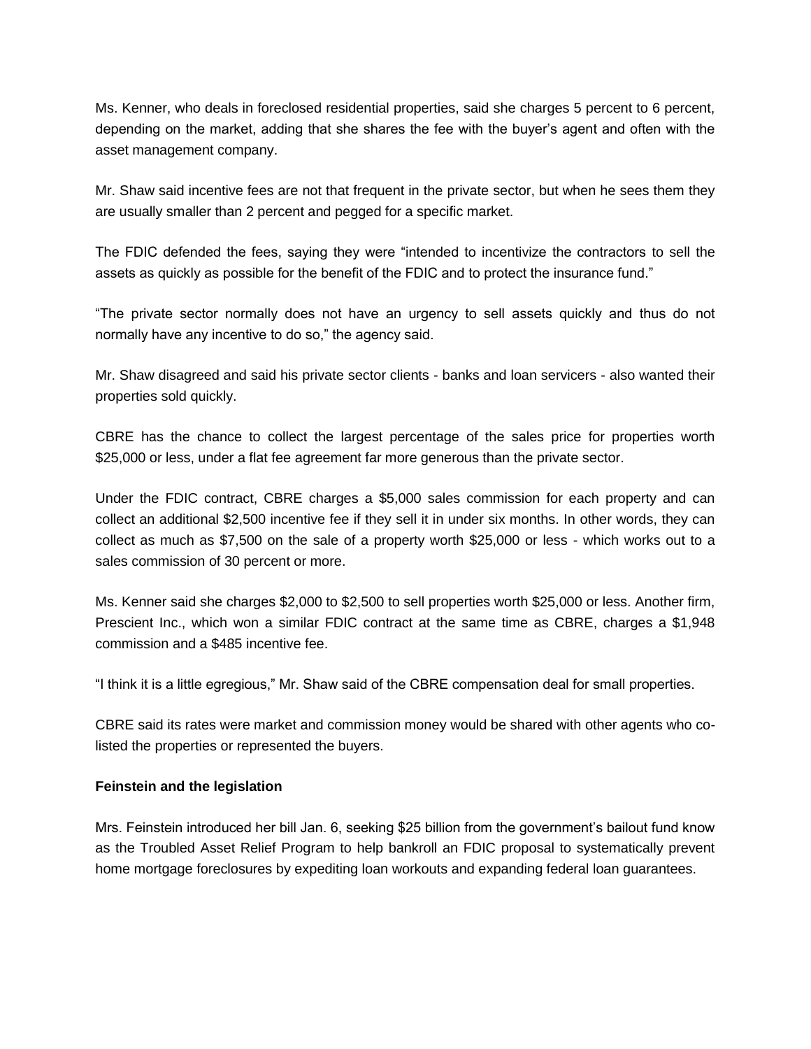Ms. Kenner, who deals in foreclosed residential properties, said she charges 5 percent to 6 percent, depending on the market, adding that she shares the fee with the buyer's agent and often with the asset management company.

Mr. Shaw said incentive fees are not that frequent in the private sector, but when he sees them they are usually smaller than 2 percent and pegged for a specific market.

The FDIC defended the fees, saying they were "intended to incentivize the contractors to sell the assets as quickly as possible for the benefit of the FDIC and to protect the insurance fund."

"The private sector normally does not have an urgency to sell assets quickly and thus do not normally have any incentive to do so," the agency said.

Mr. Shaw disagreed and said his private sector clients - banks and loan servicers - also wanted their properties sold quickly.

CBRE has the chance to collect the largest percentage of the sales price for properties worth $25,000 or less, under a flat fee agreement far more generous than the private sector.

Under the FDIC contract, CBRE charges a $5,000 sales commission for each property and can collect an additional $2,500 incentive fee if they sell it in under six months. In other words, they can collect as much as $7,500 on the sale of a property worth $25,000 or less - which works out to a sales commission of 30 percent or more.

Ms. Kenner said she charges $2,000 to $2,500 to sell properties worth $25,000 or less. Another firm, Prescient Inc., which won a similar FDIC contract at the same time as CBRE, charges a $1,948 commission and a $485 incentive fee.

"I think it is a little egregious," Mr. Shaw said of the CBRE compensation deal for small properties.

CBRE said its rates were market and commission money would be shared with other agents who co-listed the properties or represented the buyers.

**Feinstein and the legislation**

Mrs. Feinstein introduced her bill Jan. 6, seeking $25 billion from the government's bailout fund know as the Troubled Asset Relief Program to help bankroll an FDIC proposal to systematically prevent home mortgage foreclosures by expediting loan workouts and expanding federal loan guarantees.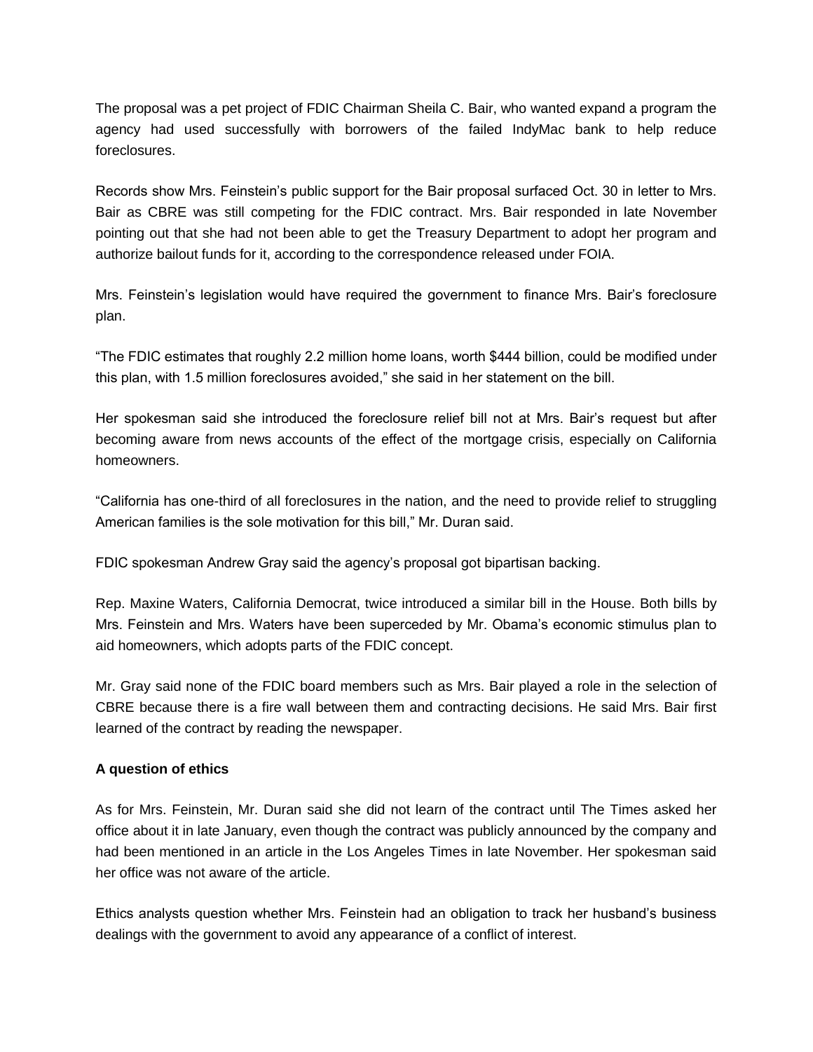The proposal was a pet project of FDIC Chairman Sheila C. Bair, who wanted expand a program the agency had used successfully with borrowers of the failed IndyMac bank to help reduce foreclosures.

Records show Mrs. Feinstein's public support for the Bair proposal surfaced Oct. 30 in letter to Mrs. Bair as CBRE was still competing for the FDIC contract. Mrs. Bair responded in late November pointing out that she had not been able to get the Treasury Department to adopt her program and authorize bailout funds for it, according to the correspondence released under FOIA.

Mrs. Feinstein's legislation would have required the government to finance Mrs. Bair's foreclosure plan.

"The FDIC estimates that roughly 2.2 million home loans, worth $444 billion, could be modified under this plan, with 1.5 million foreclosures avoided," she said in her statement on the bill.

Her spokesman said she introduced the foreclosure relief bill not at Mrs. Bair's request but after becoming aware from news accounts of the effect of the mortgage crisis, especially on California homeowners.

"California has one-third of all foreclosures in the nation, and the need to provide relief to struggling American families is the sole motivation for this bill," Mr. Duran said.

FDIC spokesman Andrew Gray said the agency's proposal got bipartisan backing.

Rep. Maxine Waters, California Democrat, twice introduced a similar bill in the House. Both bills by Mrs. Feinstein and Mrs. Waters have been superceded by Mr. Obama's economic stimulus plan to aid homeowners, which adopts parts of the FDIC concept.

Mr. Gray said none of the FDIC board members such as Mrs. Bair played a role in the selection of CBRE because there is a fire wall between them and contracting decisions. He said Mrs. Bair first learned of the contract by reading the newspaper.

**A question of ethics**

As for Mrs. Feinstein, Mr. Duran said she did not learn of the contract until The Times asked her office about it in late January, even though the contract was publicly announced by the company and had been mentioned in an article in the Los Angeles Times in late November. Her spokesman said her office was not aware of the article.

Ethics analysts question whether Mrs. Feinstein had an obligation to track her husband's business dealings with the government to avoid any appearance of a conflict of interest.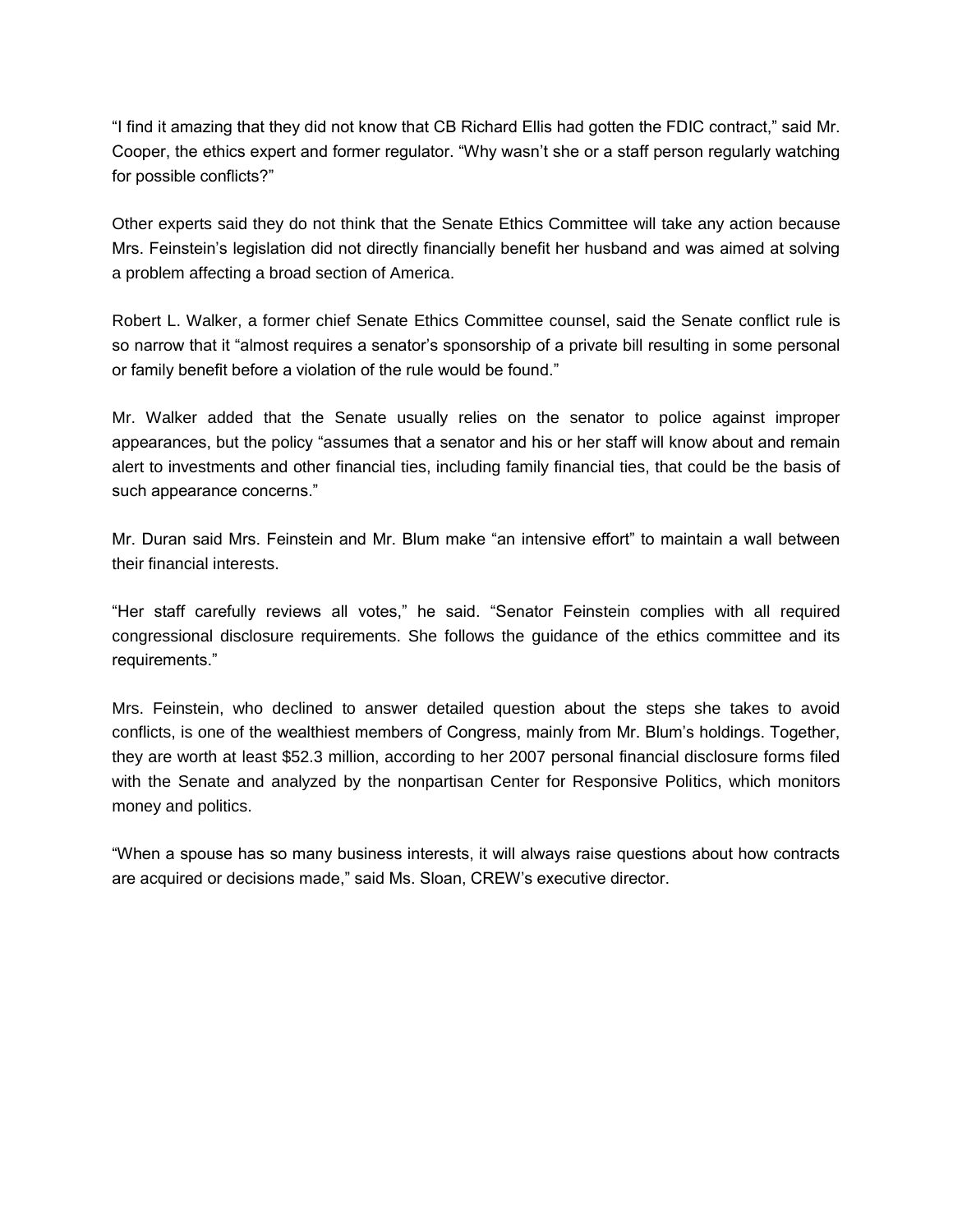"I find it amazing that they did not know that CB Richard Ellis had gotten the FDIC contract," said Mr. Cooper, the ethics expert and former regulator. "Why wasn't she or a staff person regularly watching for possible conflicts?"

Other experts said they do not think that the Senate Ethics Committee will take any action because Mrs. Feinstein's legislation did not directly financially benefit her husband and was aimed at solving a problem affecting a broad section of America.

Robert L. Walker, a former chief Senate Ethics Committee counsel, said the Senate conflict rule is so narrow that it "almost requires a senator's sponsorship of a private bill resulting in some personal or family benefit before a violation of the rule would be found."

Mr. Walker added that the Senate usually relies on the senator to police against improper appearances, but the policy "assumes that a senator and his or her staff will know about and remain alert to investments and other financial ties, including family financial ties, that could be the basis of such appearance concerns."

Mr. Duran said Mrs. Feinstein and Mr. Blum make "an intensive effort" to maintain a wall between their financial interests.

"Her staff carefully reviews all votes," he said. "Senator Feinstein complies with all required congressional disclosure requirements. She follows the guidance of the ethics committee and its requirements."

Mrs. Feinstein, who declined to answer detailed question about the steps she takes to avoid conflicts, is one of the wealthiest members of Congress, mainly from Mr. Blum's holdings. Together, they are worth at least $52.3 million, according to her 2007 personal financial disclosure forms filed with the Senate and analyzed by the nonpartisan Center for Responsive Politics, which monitors money and politics.

"When a spouse has so many business interests, it will always raise questions about how contracts are acquired or decisions made," said Ms. Sloan, CREW's executive director.